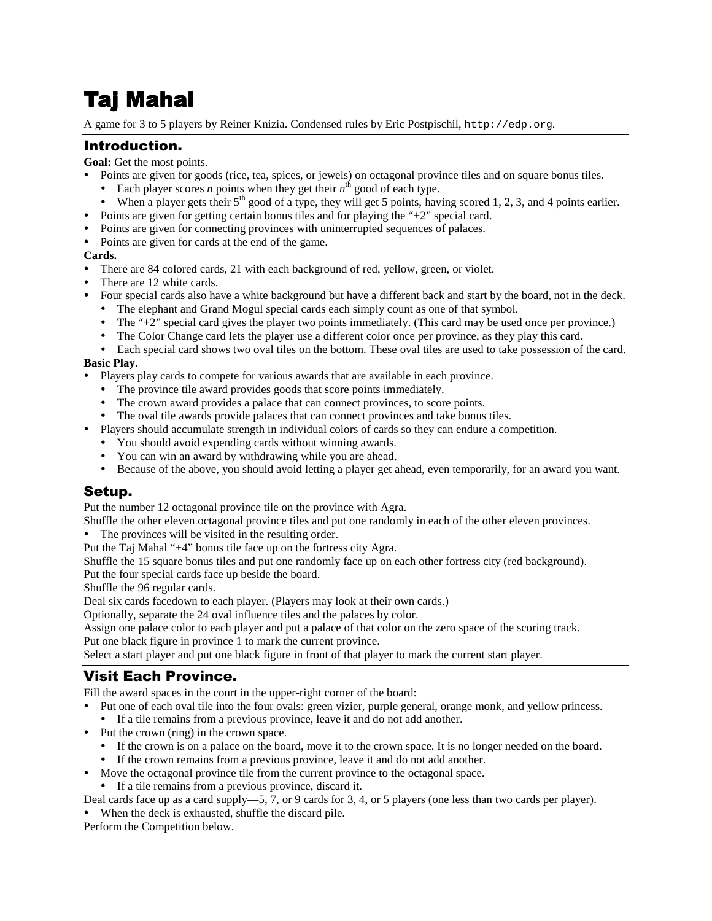# Taj Mahal

A game for 3 to 5 players by Reiner Knizia. Condensed rules by Eric Postpischil, `http://edp.org`.

## Introduction.

**Goal:** Get the most points.

- Points are given for goods (rice, tea, spices, or jewels) on octagonal province tiles and on square bonus tiles.
  - Each player scores *n* points when they get their $n^{th}$ good of each type.
  - When a player gets their $5^{th}$ good of a type, they will get 5 points, having scored 1, 2, 3, and 4 points earlier.
- Points are given for getting certain bonus tiles and for playing the "+2" special card.
- Points are given for connecting provinces with uninterrupted sequences of palaces.
- Points are given for cards at the end of the game.

**Cards.**

- There are 84 colored cards, 21 with each background of red, yellow, green, or violet.
- There are 12 white cards.
- Four special cards also have a white background but have a different back and start by the board, not in the deck.
  - The elephant and Grand Mogul special cards each simply count as one of that symbol.
  - The "+2" special card gives the player two points immediately. (This card may be used once per province.)
  - The Color Change card lets the player use a different color once per province, as they play this card.
  - Each special card shows two oval tiles on the bottom. These oval tiles are used to take possession of the card.

**Basic Play.**

- Players play cards to compete for various awards that are available in each province.
  - The province tile award provides goods that score points immediately.
  - The crown award provides a palace that can connect provinces, to score points.
  - The oval tile awards provide palaces that can connect provinces and take bonus tiles.
- Players should accumulate strength in individual colors of cards so they can endure a competition.
  - You should avoid expending cards without winning awards.
  - You can win an award by withdrawing while you are ahead.
  - Because of the above, you should avoid letting a player get ahead, even temporarily, for an award you want.

## Setup.

Put the number 12 octagonal province tile on the province with Agra.

Shuffle the other eleven octagonal province tiles and put one randomly in each of the other eleven provinces.

- The provinces will be visited in the resulting order.

Put the Taj Mahal "+4" bonus tile face up on the fortress city Agra.

Shuffle the 15 square bonus tiles and put one randomly face up on each other fortress city (red background).

Put the four special cards face up beside the board.

Shuffle the 96 regular cards.

Deal six cards facedown to each player. (Players may look at their own cards.)

Optionally, separate the 24 oval influence tiles and the palaces by color.

Assign one palace color to each player and put a palace of that color on the zero space of the scoring track.

Put one black figure in province 1 to mark the current province.

Select a start player and put one black figure in front of that player to mark the current start player.

## Visit Each Province.

Fill the award spaces in the court in the upper-right corner of the board:

- Put one of each oval tile into the four ovals: green vizier, purple general, orange monk, and yellow princess.
  - If a tile remains from a previous province, leave it and do not add another.
- Put the crown (ring) in the crown space.
  - If the crown is on a palace on the board, move it to the crown space. It is no longer needed on the board.
  - If the crown remains from a previous province, leave it and do not add another.
- Move the octagonal province tile from the current province to the octagonal space.
  - If a tile remains from a previous province, discard it.

Deal cards face up as a card supply—5, 7, or 9 cards for 3, 4, or 5 players (one less than two cards per player).

- When the deck is exhausted, shuffle the discard pile.

Perform the Competition below.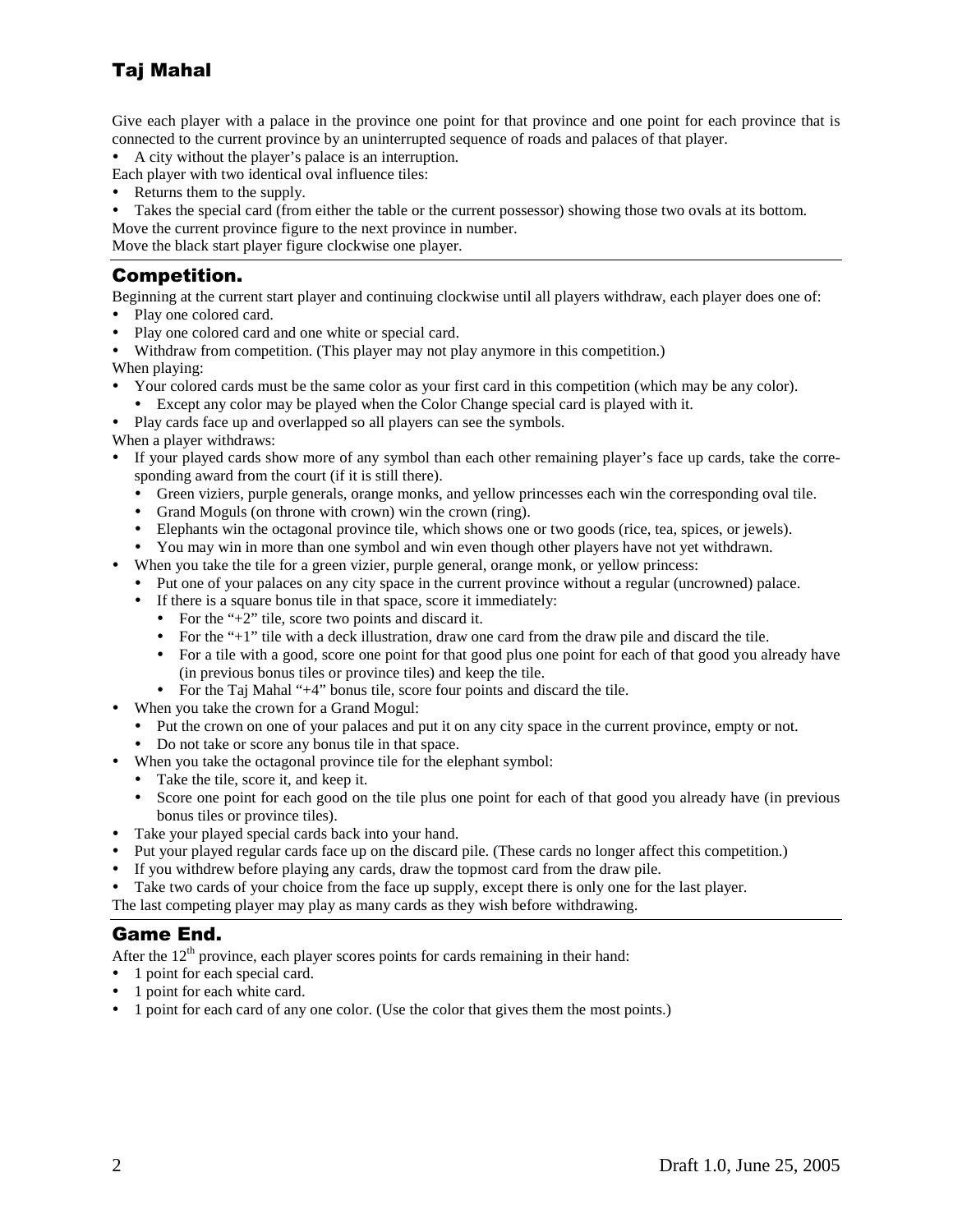Give each player with a palace in the province one point for that province and one point for each province that is connected to the current province by an uninterrupted sequence of roads and palaces of that player.

- A city without the player's palace is an interruption.

Each player with two identical oval influence tiles:

- Returns them to the supply.
- Takes the special card (from either the table or the current possessor) showing those two ovals at its bottom.

Move the current province figure to the next province in number.

Move the black start player figure clockwise one player.

## Competition.

Beginning at the current start player and continuing clockwise until all players withdraw, each player does one of:

- Play one colored card.
- Play one colored card and one white or special card.
- Withdraw from competition. (This player may not play anymore in this competition.)

When playing:

- Your colored cards must be the same color as your first card in this competition (which may be any color).
  - Except any color may be played when the Color Change special card is played with it.
- Play cards face up and overlapped so all players can see the symbols.

When a player withdraws:

- If your played cards show more of any symbol than each other remaining player's face up cards, take the corresponding award from the court (if it is still there).
  - Green viziers, purple generals, orange monks, and yellow princesses each win the corresponding oval tile.
  - Grand Moguls (on throne with crown) win the crown (ring).
  - Elephants win the octagonal province tile, which shows one or two goods (rice, tea, spices, or jewels).
  - You may win in more than one symbol and win even though other players have not yet withdrawn.
- When you take the tile for a green vizier, purple general, orange monk, or yellow princess:
  - Put one of your palaces on any city space in the current province without a regular (uncrowned) palace.
  - If there is a square bonus tile in that space, score it immediately:
    - For the "+2" tile, score two points and discard it.
    - For the "+1" tile with a deck illustration, draw one card from the draw pile and discard the tile.
    - For a tile with a good, score one point for that good plus one point for each of that good you already have (in previous bonus tiles or province tiles) and keep the tile.
    - For the Taj Mahal "+4" bonus tile, score four points and discard the tile.
- When you take the crown for a Grand Mogul:
  - Put the crown on one of your palaces and put it on any city space in the current province, empty or not.
  - Do not take or score any bonus tile in that space.
- When you take the octagonal province tile for the elephant symbol:
  - Take the tile, score it, and keep it.
  - Score one point for each good on the tile plus one point for each of that good you already have (in previous bonus tiles or province tiles).
- Take your played special cards back into your hand.
- Put your played regular cards face up on the discard pile. (These cards no longer affect this competition.)
- If you withdrew before playing any cards, draw the topmost card from the draw pile.
- Take two cards of your choice from the face up supply, except there is only one for the last player.

The last competing player may play as many cards as they wish before withdrawing.

## Game End.

After the 12th province, each player scores points for cards remaining in their hand:

- 1 point for each special card.
- 1 point for each white card.
- 1 point for each card of any one color. (Use the color that gives them the most points.)